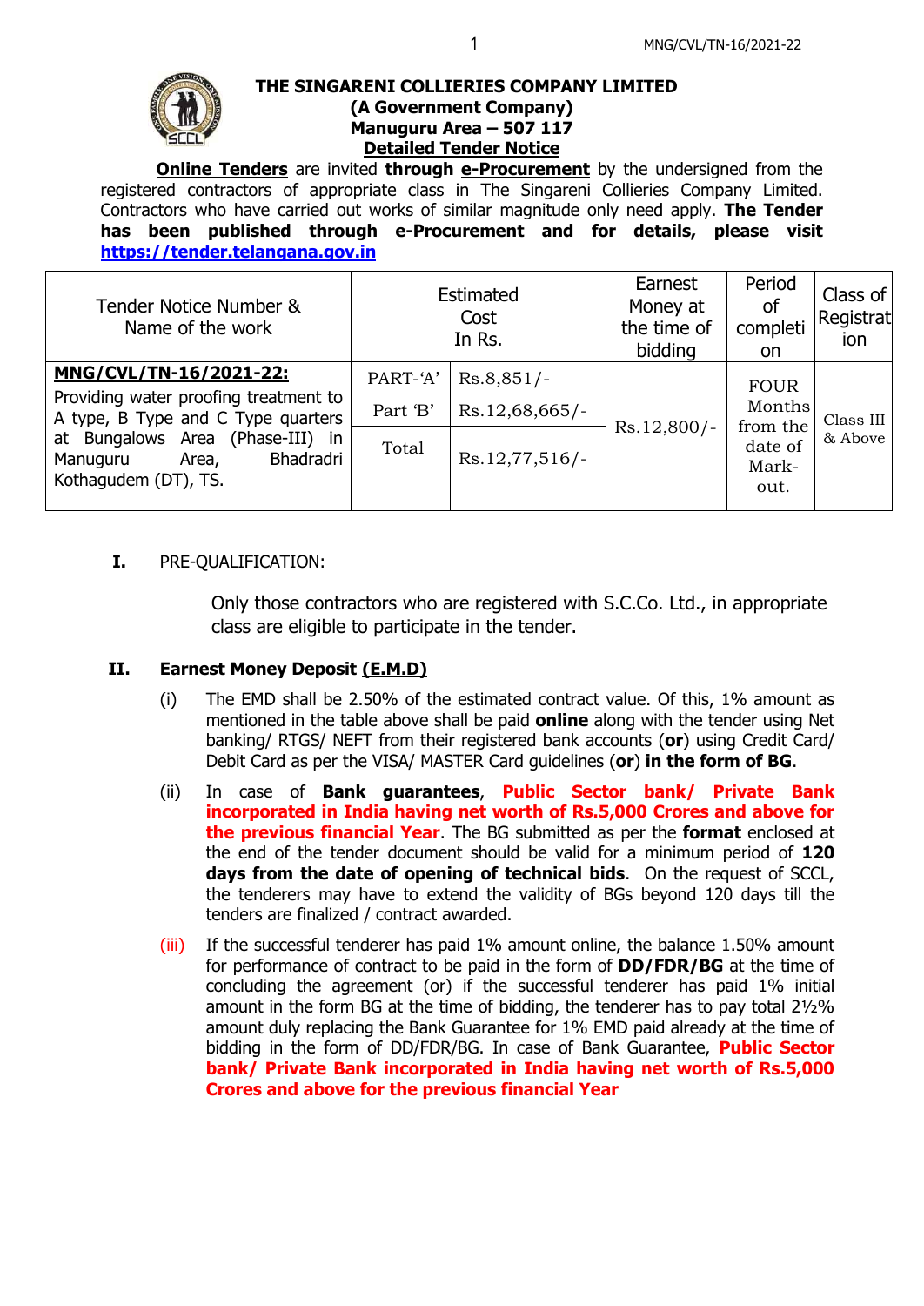**THE SINGARENI COLLIERIES COMPANY LIMITED**
**(A Government Company)**
**Manuguru Area – 507 117**
**Detailed Tender Notice**

**Online Tenders** are invited **through e-Procurement** by the undersigned from the registered contractors of appropriate class in The Singareni Collieries Company Limited. Contractors who have carried out works of similar magnitude only need apply. **The Tender has been published through e-Procurement and for details, please visit https://tender.telangana.gov.in**

| Tender Notice Number & Name of the work | Estimated Cost In Rs. | | Earnest Money at the time of bidding | Period of completion | Class of Registration |
|---|---|---|---|---|---|
| **MNG/CVL/TN-16/2021-22:** Providing water proofing treatment to A type, B Type and C Type quarters at Bungalows Area (Phase-III) in Manuguru Area, Bhadradri Kothagudem (DT), TS. | PART-'A' | Rs.8,851/- | Rs.12,800/- | FOUR Months from the date of Mark-out. | Class III & Above |
| | Part 'B' | Rs.12,68,665/- | | | |
| | Total | Rs.12,77,516/- | | | |

**I.** PRE-QUALIFICATION:

Only those contractors who are registered with S.C.Co. Ltd., in appropriate class are eligible to participate in the tender.

**II. Earnest Money Deposit (E.M.D)**

(i) The EMD shall be 2.50% of the estimated contract value. Of this, 1% amount as mentioned in the table above shall be paid **online** along with the tender using Net banking/ RTGS/ NEFT from their registered bank accounts (**or**) using Credit Card/ Debit Card as per the VISA/ MASTER Card guidelines (**or**) **in the form of BG**.

(ii) In case of **Bank guarantees**, **Public Sector bank/ Private Bank incorporated in India having net worth of Rs.5,000 Crores and above for the previous financial Year**. The BG submitted as per the **format** enclosed at the end of the tender document should be valid for a minimum period of **120 days from the date of opening of technical bids**. On the request of SCCL, the tenderers may have to extend the validity of BGs beyond 120 days till the tenders are finalized / contract awarded.

(iii) If the successful tenderer has paid 1% amount online, the balance 1.50% amount for performance of contract to be paid in the form of **DD/FDR/BG** at the time of concluding the agreement (or) if the successful tenderer has paid 1% initial amount in the form BG at the time of bidding, the tenderer has to pay total 2½% amount duly replacing the Bank Guarantee for 1% EMD paid already at the time of bidding in the form of DD/FDR/BG. In case of Bank Guarantee, **Public Sector bank/ Private Bank incorporated in India having net worth of Rs.5,000 Crores and above for the previous financial Year**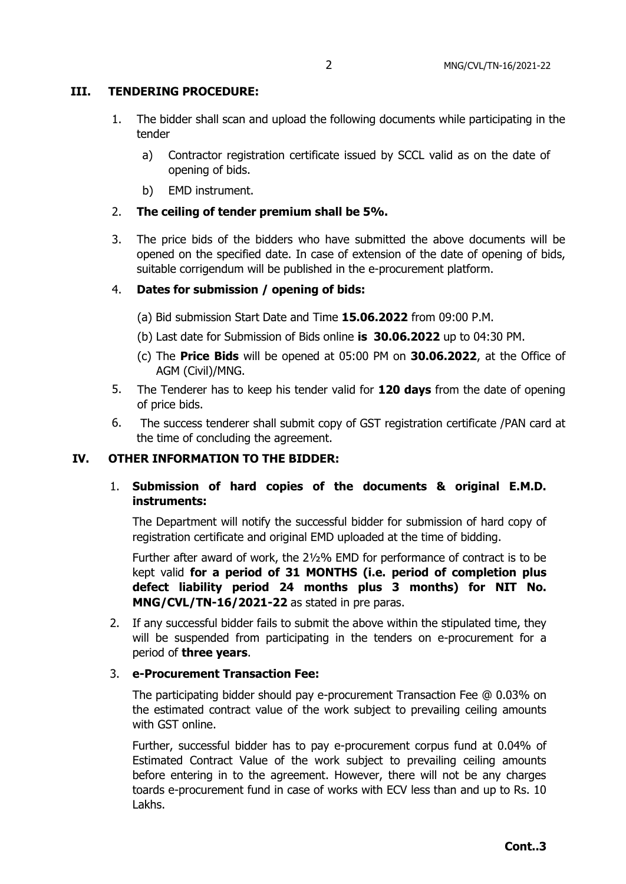## III. TENDERING PROCEDURE:

1. The bidder shall scan and upload the following documents while participating in the tender
   a) Contractor registration certificate issued by SCCL valid as on the date of opening of bids.
   b) EMD instrument.
2. **The ceiling of tender premium shall be 5%.**
3. The price bids of the bidders who have submitted the above documents will be opened on the specified date. In case of extension of the date of opening of bids, suitable corrigendum will be published in the e-procurement platform.
4. **Dates for submission / opening of bids:**
   (a) Bid submission Start Date and Time **15.06.2022** from 09:00 P.M.
   (b) Last date for Submission of Bids online **is 30.06.2022** up to 04:30 PM.
   (c) The **Price Bids** will be opened at 05:00 PM on **30.06.2022**, at the Office of AGM (Civil)/MNG.
5. The Tenderer has to keep his tender valid for **120 days** from the date of opening of price bids.
6. The success tenderer shall submit copy of GST registration certificate /PAN card at the time of concluding the agreement.

## IV. OTHER INFORMATION TO THE BIDDER:

1. **Submission of hard copies of the documents & original E.M.D. instruments:**

   The Department will notify the successful bidder for submission of hard copy of registration certificate and original EMD uploaded at the time of bidding.

   Further after award of work, the 2½% EMD for performance of contract is to be kept valid **for a period of 31 MONTHS (i.e. period of completion plus defect liability period 24 months plus 3 months) for NIT No. MNG/CVL/TN-16/2021-22** as stated in pre paras.

2. If any successful bidder fails to submit the above within the stipulated time, they will be suspended from participating in the tenders on e-procurement for a period of **three years**.

3. **e-Procurement Transaction Fee:**

   The participating bidder should pay e-procurement Transaction Fee @ 0.03% on the estimated contract value of the work subject to prevailing ceiling amounts with GST online.

   Further, successful bidder has to pay e-procurement corpus fund at 0.04% of Estimated Contract Value of the work subject to prevailing ceiling amounts before entering in to the agreement. However, there will not be any charges toards e-procurement fund in case of works with ECV less than and up to Rs. 10 Lakhs.

**Cont..3**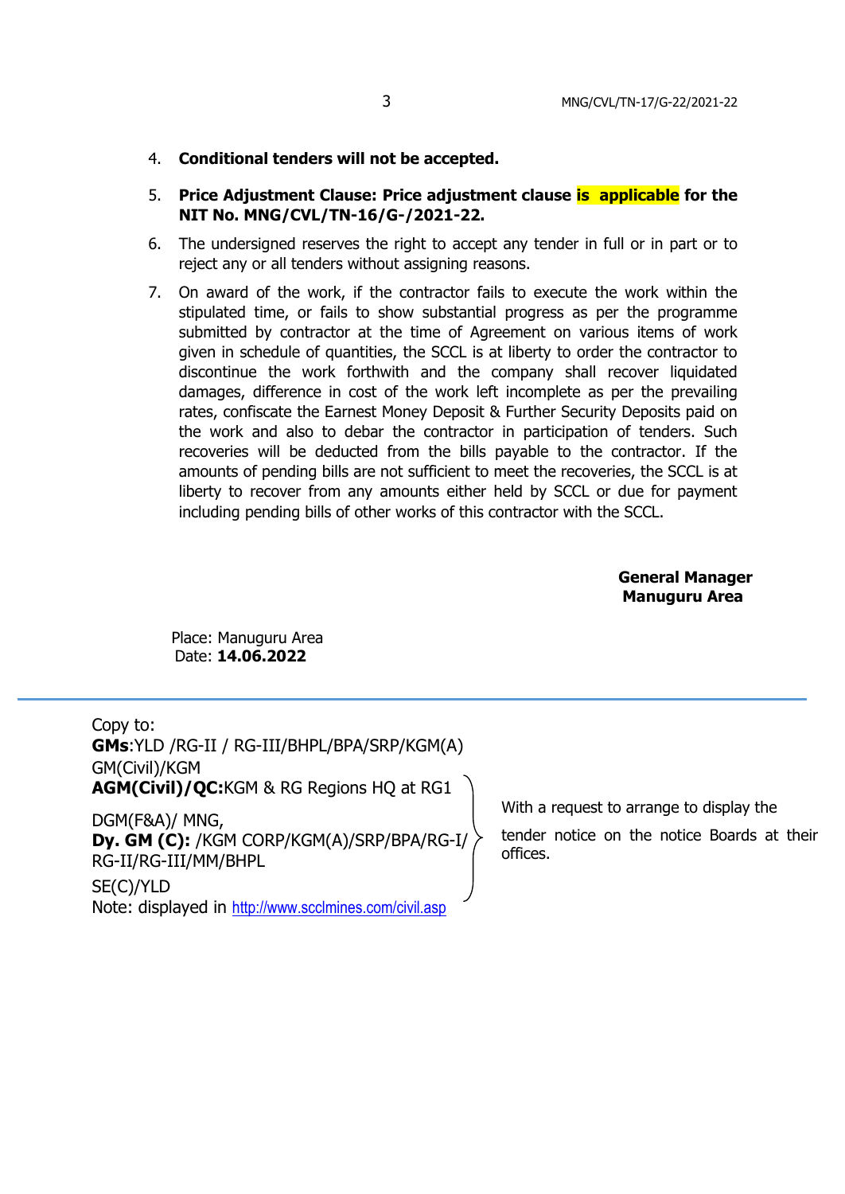4. **Conditional tenders will not be accepted.**

5. **Price Adjustment Clause: Price adjustment clause is applicable for the NIT No. MNG/CVL/TN-16/G-/2021-22.**

6. The undersigned reserves the right to accept any tender in full or in part or to reject any or all tenders without assigning reasons.

7. On award of the work, if the contractor fails to execute the work within the stipulated time, or fails to show substantial progress as per the programme submitted by contractor at the time of Agreement on various items of work given in schedule of quantities, the SCCL is at liberty to order the contractor to discontinue the work forthwith and the company shall recover liquidated damages, difference in cost of the work left incomplete as per the prevailing rates, confiscate the Earnest Money Deposit & Further Security Deposits paid on the work and also to debar the contractor in participation of tenders. Such recoveries will be deducted from the bills payable to the contractor. If the amounts of pending bills are not sufficient to meet the recoveries, the SCCL is at liberty to recover from any amounts either held by SCCL or due for payment including pending bills of other works of this contractor with the SCCL.

**General Manager**
**Manuguru Area**

Place: Manuguru Area
Date: **14.06.2022**

---

Copy to:
**GMs**:YLD /RG-II / RG-III/BHPL/BPA/SRP/KGM(A)
GM(Civil)/KGM
**AGM(Civil)/QC:**KGM & RG Regions HQ at RG1
DGM(F&A)/ MNG,
**Dy. GM (C):** /KGM CORP/KGM(A)/SRP/BPA/RG-I/ RG-II/RG-III/MM/BHPL
SE(C)/YLD

With a request to arrange to display the tender notice on the notice Boards at their offices.

Note: displayed in http://www.scclmines.com/civil.asp